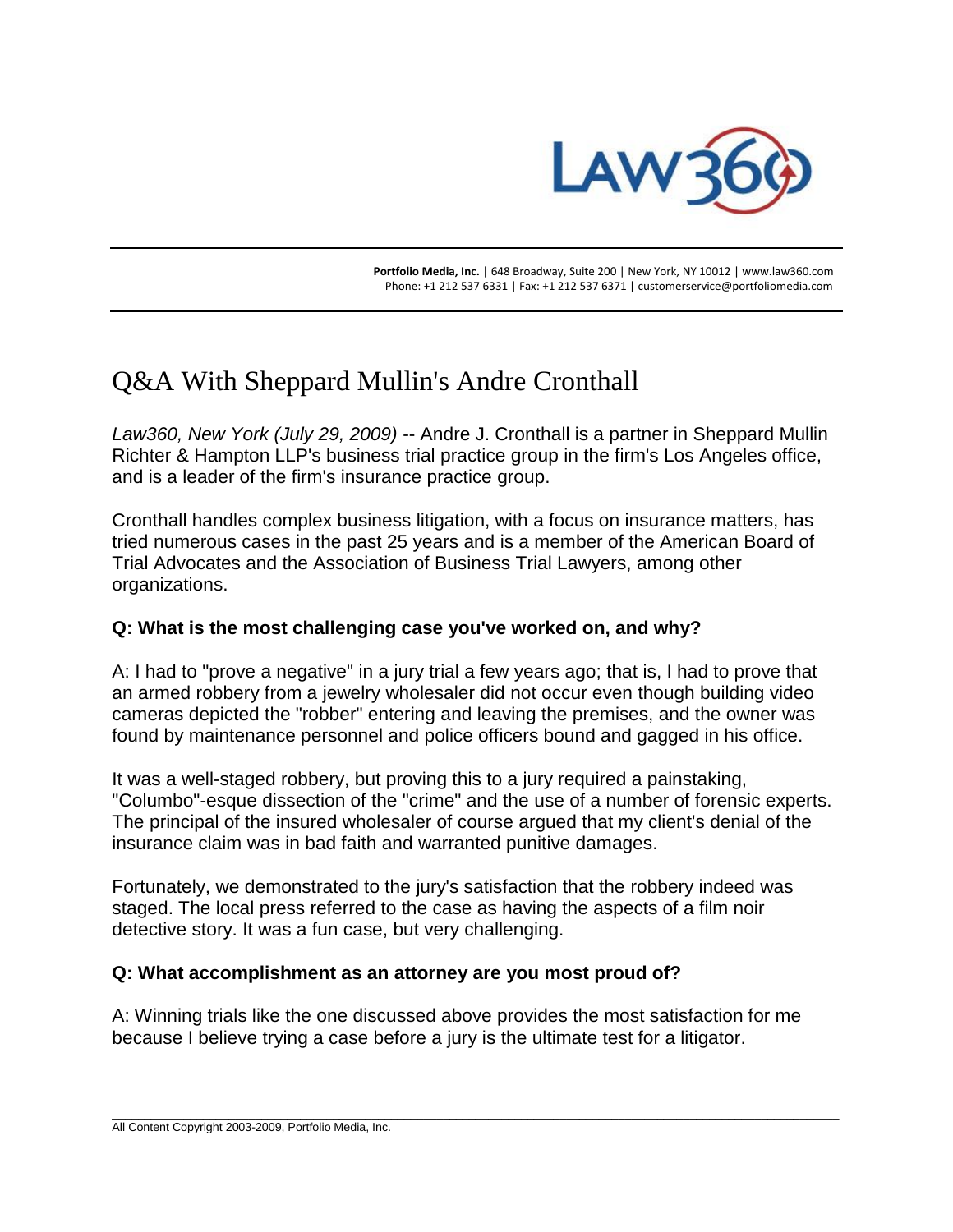Portfolio Media, Inc. | 648 Broadway, Suite 200 | New York, NY 10012 | www.law360.com
Phone: +1 212 537 6331 | Fax: +1 212 537 6371 | customerservice@portfoliomedia.com

# Q&A With Sheppard Mullin's Andre Cronthall

*Law360, New York (July 29, 2009)* -- Andre J. Cronthall is a partner in Sheppard Mullin Richter & Hampton LLP's business trial practice group in the firm's Los Angeles office, and is a leader of the firm's insurance practice group.

Cronthall handles complex business litigation, with a focus on insurance matters, has tried numerous cases in the past 25 years and is a member of the American Board of Trial Advocates and the Association of Business Trial Lawyers, among other organizations.

**Q: What is the most challenging case you've worked on, and why?**

A: I had to "prove a negative" in a jury trial a few years ago; that is, I had to prove that an armed robbery from a jewelry wholesaler did not occur even though building video cameras depicted the "robber" entering and leaving the premises, and the owner was found by maintenance personnel and police officers bound and gagged in his office.

It was a well-staged robbery, but proving this to a jury required a painstaking, "Columbo"-esque dissection of the "crime" and the use of a number of forensic experts. The principal of the insured wholesaler of course argued that my client's denial of the insurance claim was in bad faith and warranted punitive damages.

Fortunately, we demonstrated to the jury's satisfaction that the robbery indeed was staged. The local press referred to the case as having the aspects of a film noir detective story. It was a fun case, but very challenging.

**Q: What accomplishment as an attorney are you most proud of?**

A: Winning trials like the one discussed above provides the most satisfaction for me because I believe trying a case before a jury is the ultimate test for a litigator.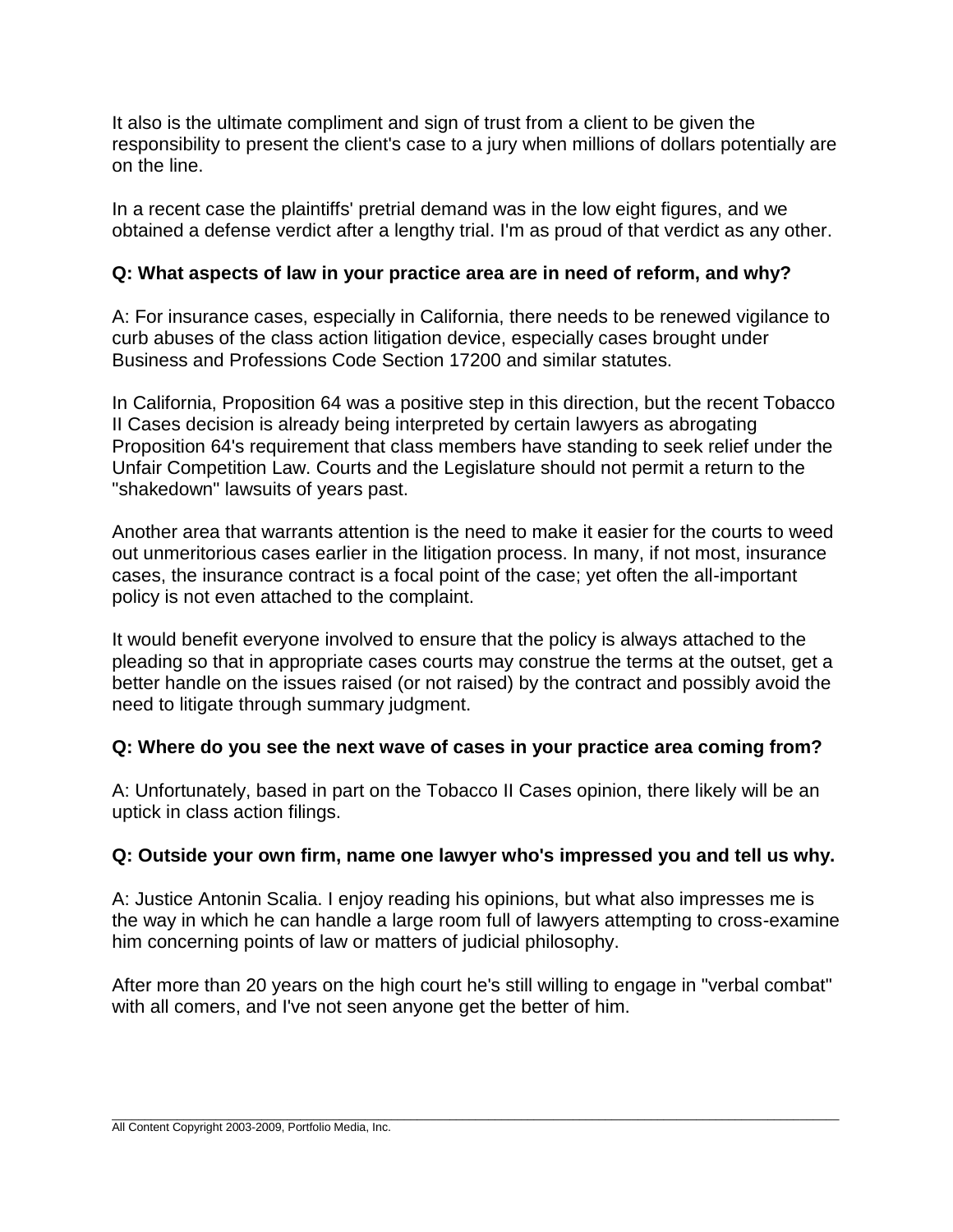It also is the ultimate compliment and sign of trust from a client to be given the responsibility to present the client's case to a jury when millions of dollars potentially are on the line.

In a recent case the plaintiffs' pretrial demand was in the low eight figures, and we obtained a defense verdict after a lengthy trial. I'm as proud of that verdict as any other.

**Q: What aspects of law in your practice area are in need of reform, and why?**

A: For insurance cases, especially in California, there needs to be renewed vigilance to curb abuses of the class action litigation device, especially cases brought under Business and Professions Code Section 17200 and similar statutes.

In California, Proposition 64 was a positive step in this direction, but the recent Tobacco II Cases decision is already being interpreted by certain lawyers as abrogating Proposition 64's requirement that class members have standing to seek relief under the Unfair Competition Law. Courts and the Legislature should not permit a return to the "shakedown" lawsuits of years past.

Another area that warrants attention is the need to make it easier for the courts to weed out unmeritorious cases earlier in the litigation process. In many, if not most, insurance cases, the insurance contract is a focal point of the case; yet often the all-important policy is not even attached to the complaint.

It would benefit everyone involved to ensure that the policy is always attached to the pleading so that in appropriate cases courts may construe the terms at the outset, get a better handle on the issues raised (or not raised) by the contract and possibly avoid the need to litigate through summary judgment.

**Q: Where do you see the next wave of cases in your practice area coming from?**

A: Unfortunately, based in part on the Tobacco II Cases opinion, there likely will be an uptick in class action filings.

**Q: Outside your own firm, name one lawyer who's impressed you and tell us why.**

A: Justice Antonin Scalia. I enjoy reading his opinions, but what also impresses me is the way in which he can handle a large room full of lawyers attempting to cross-examine him concerning points of law or matters of judicial philosophy.

After more than 20 years on the high court he's still willing to engage in "verbal combat" with all comers, and I've not seen anyone get the better of him.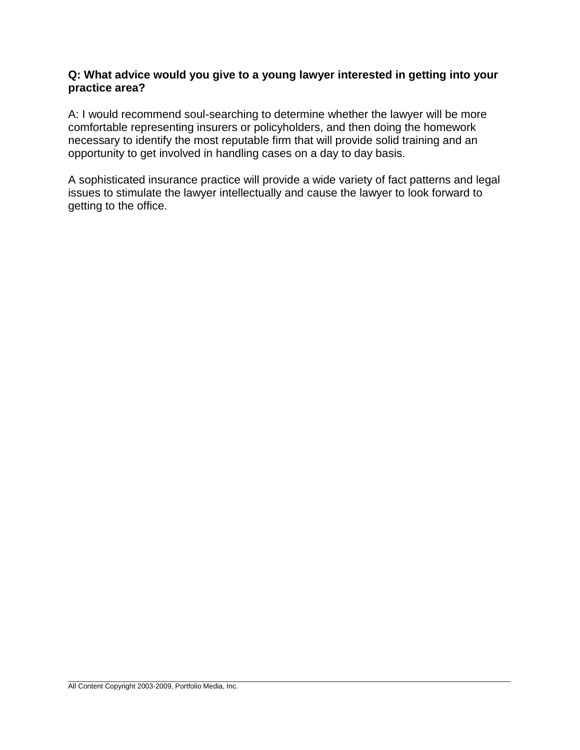**Q: What advice would you give to a young lawyer interested in getting into your practice area?**

A: I would recommend soul-searching to determine whether the lawyer will be more comfortable representing insurers or policyholders, and then doing the homework necessary to identify the most reputable firm that will provide solid training and an opportunity to get involved in handling cases on a day to day basis.

A sophisticated insurance practice will provide a wide variety of fact patterns and legal issues to stimulate the lawyer intellectually and cause the lawyer to look forward to getting to the office.